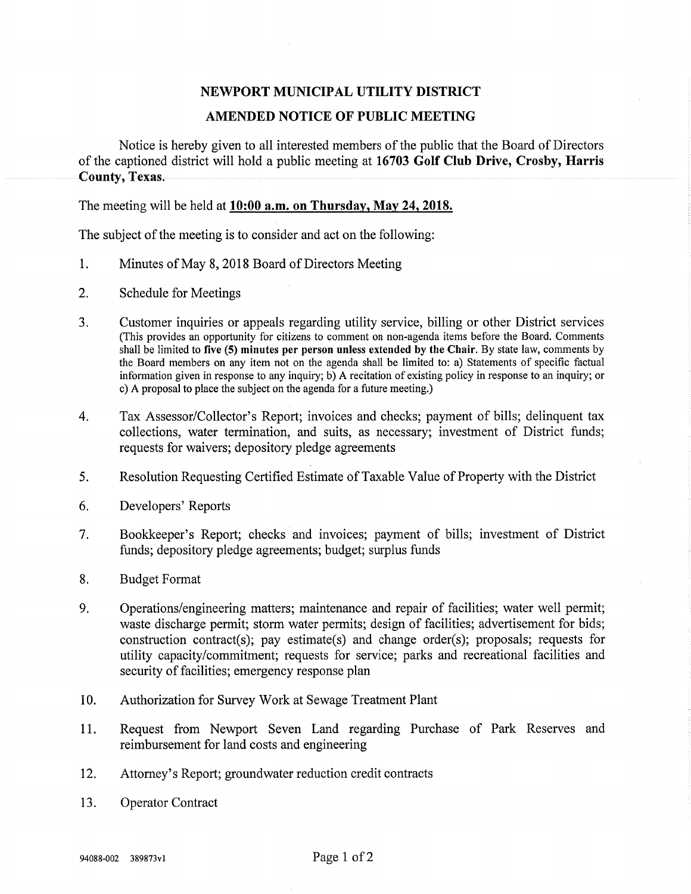# NEWPORT MUNICIPAL UTILITY DISTRICT

## AMENDED NOTICE OF PUBLIC MEETING

Notice is hereby given to all interested members of the public that the Board of Directors of the captioned district will hold a public meeting at **16703 Golf Club Drive, Crosby, Harris County, Texas.**

The meeting will be held at **10:00 a.m. on Thursday, May 24, 2018.**

The subject of the meeting is to consider and act on the following:

1. Minutes of May 8, 2018 Board of Directors Meeting

2. Schedule for Meetings

3. Customer inquiries or appeals regarding utility service, billing or other District services (This provides an opportunity for citizens to comment on non-agenda items before the Board. Comments shall be limited to **five (5) minutes per person unless extended by the Chair**. By state law, comments by the Board members on any item not on the agenda shall be limited to: a) Statements of specific factual information given in response to any inquiry; b) A recitation of existing policy in response to an inquiry; or c) A proposal to place the subject on the agenda for a future meeting.)

4. Tax Assessor/Collector's Report; invoices and checks; payment of bills; delinquent tax collections, water termination, and suits, as necessary; investment of District funds; requests for waivers; depository pledge agreements

5. Resolution Requesting Certified Estimate of Taxable Value of Property with the District

6. Developers' Reports

7. Bookkeeper's Report; checks and invoices; payment of bills; investment of District funds; depository pledge agreements; budget; surplus funds

8. Budget Format

9. Operations/engineering matters; maintenance and repair of facilities; water well permit; waste discharge permit; storm water permits; design of facilities; advertisement for bids; construction contract(s); pay estimate(s) and change order(s); proposals; requests for utility capacity/commitment; requests for service; parks and recreational facilities and security of facilities; emergency response plan

10. Authorization for Survey Work at Sewage Treatment Plant

11. Request from Newport Seven Land regarding Purchase of Park Reserves and reimbursement for land costs and engineering

12. Attorney's Report; groundwater reduction credit contracts

13. Operator Contract

94088-002 389873v1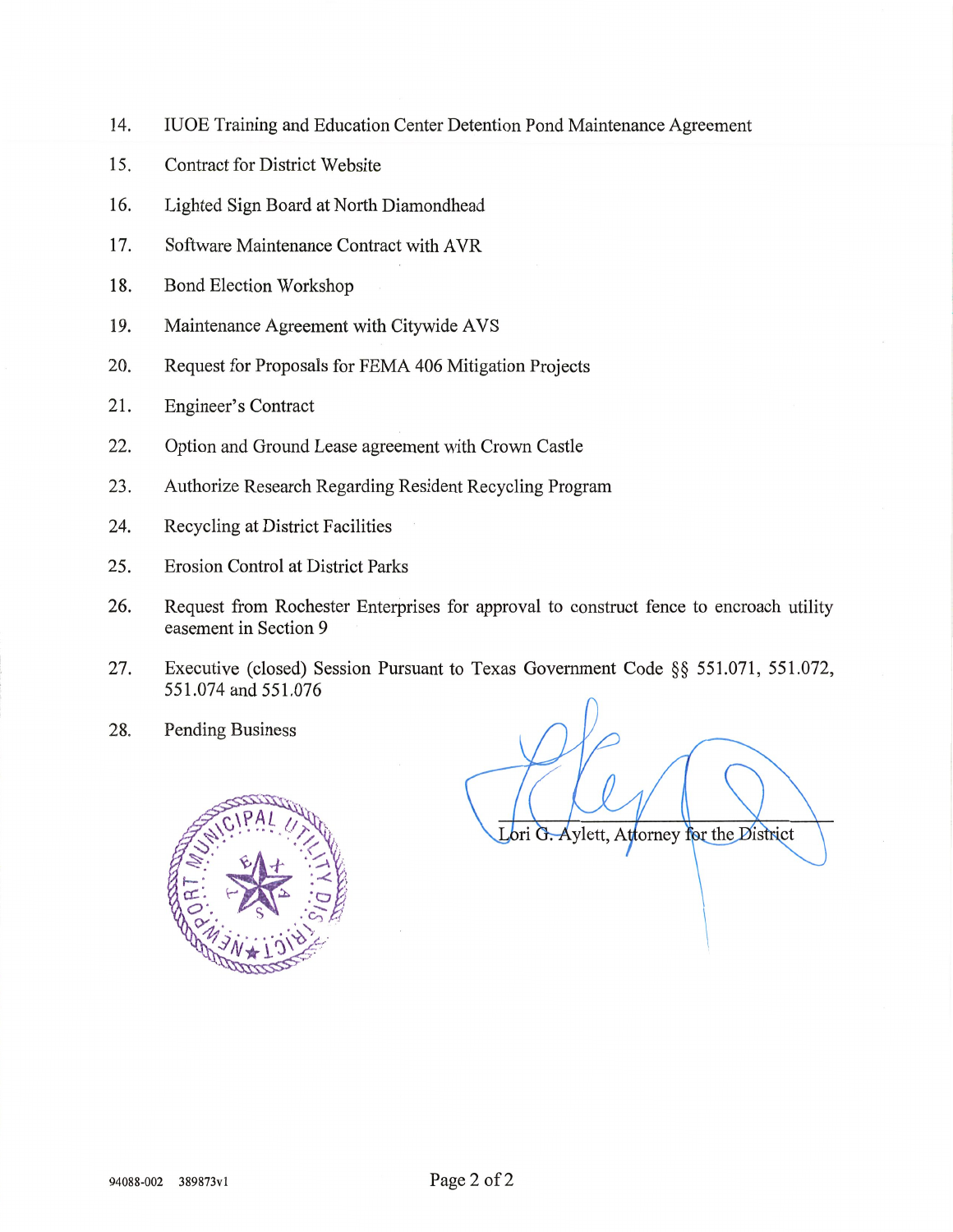14. IUOE Training and Education Center Detention Pond Maintenance Agreement

15. Contract for District Website

16. Lighted Sign Board at North Diamondhead

17. Software Maintenance Contract with AVR

18. Bond Election Workshop

19. Maintenance Agreement with Citywide AVS

20. Request for Proposals for FEMA 406 Mitigation Projects

21. Engineer's Contract

22. Option and Ground Lease agreement with Crown Castle

23. Authorize Research Regarding Resident Recycling Program

24. Recycling at District Facilities

25. Erosion Control at District Parks

26. Request from Rochester Enterprises for approval to construct fence to encroach utility easement in Section 9

27. Executive (closed) Session Pursuant to Texas Government Code §§ 551.071, 551.072, 551.074 and 551.076

28. Pending Business

NEWPORT MUNICIPAL UTILITY DISTRICT
TEXAS

Lori G. Aylett, Attorney for the District

94088-002 389873v1